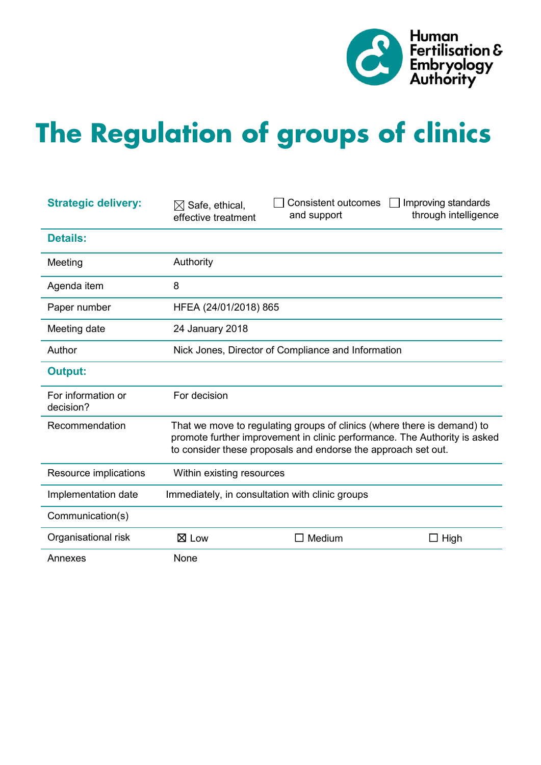Human Fertilisation & Embryology Authority

# The Regulation of groups of clinics

| **Strategic delivery:** | ☒ Safe, ethical, effective treatment | ☐ Consistent outcomes and support | ☐ Improving standards through intelligence |
|---|---|---|---|
| **Details:** | | | |
| Meeting | Authority | | |
| Agenda item | 8 | | |
| Paper number | HFEA (24/01/2018) 865 | | |
| Meeting date | 24 January 2018 | | |
| Author | Nick Jones, Director of Compliance and Information | | |
| **Output:** | | | |
| For information or decision? | For decision | | |
| Recommendation | That we move to regulating groups of clinics (where there is demand) to promote further improvement in clinic performance. The Authority is asked to consider these proposals and endorse the approach set out. | | |
| Resource implications | Within existing resources | | |
| Implementation date | Immediately, in consultation with clinic groups | | |
| Communication(s) | | | |
| Organisational risk | ☒ Low | ☐ Medium | ☐ High |
| Annexes | None | | |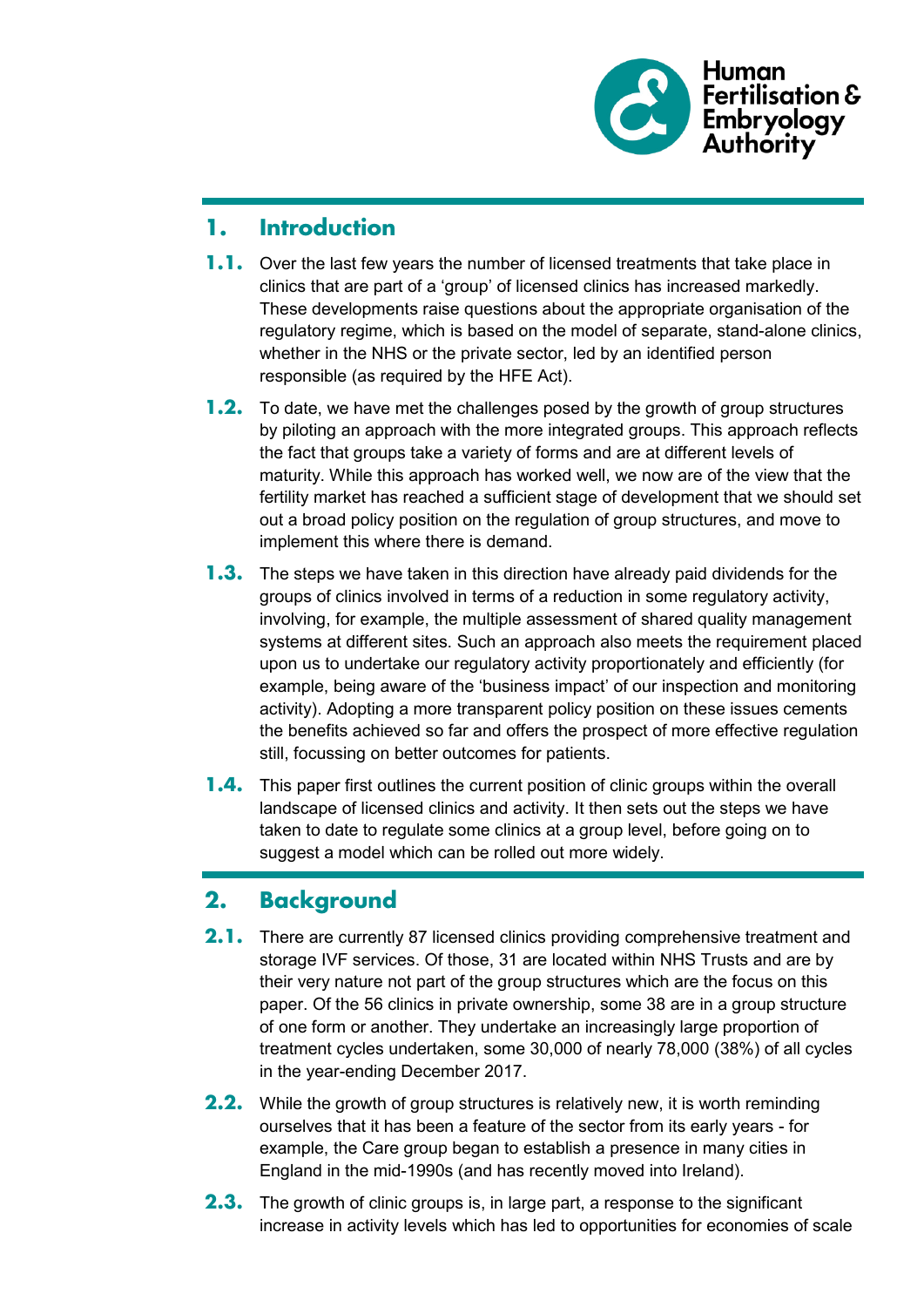## 1. Introduction

**1.1.** Over the last few years the number of licensed treatments that take place in clinics that are part of a 'group' of licensed clinics has increased markedly. These developments raise questions about the appropriate organisation of the regulatory regime, which is based on the model of separate, stand-alone clinics, whether in the NHS or the private sector, led by an identified person responsible (as required by the HFE Act).

**1.2.** To date, we have met the challenges posed by the growth of group structures by piloting an approach with the more integrated groups. This approach reflects the fact that groups take a variety of forms and are at different levels of maturity. While this approach has worked well, we now are of the view that the fertility market has reached a sufficient stage of development that we should set out a broad policy position on the regulation of group structures, and move to implement this where there is demand.

**1.3.** The steps we have taken in this direction have already paid dividends for the groups of clinics involved in terms of a reduction in some regulatory activity, involving, for example, the multiple assessment of shared quality management systems at different sites. Such an approach also meets the requirement placed upon us to undertake our regulatory activity proportionately and efficiently (for example, being aware of the 'business impact' of our inspection and monitoring activity). Adopting a more transparent policy position on these issues cements the benefits achieved so far and offers the prospect of more effective regulation still, focussing on better outcomes for patients.

**1.4.** This paper first outlines the current position of clinic groups within the overall landscape of licensed clinics and activity. It then sets out the steps we have taken to date to regulate some clinics at a group level, before going on to suggest a model which can be rolled out more widely.

## 2. Background

**2.1.** There are currently 87 licensed clinics providing comprehensive treatment and storage IVF services. Of those, 31 are located within NHS Trusts and are by their very nature not part of the group structures which are the focus on this paper. Of the 56 clinics in private ownership, some 38 are in a group structure of one form or another. They undertake an increasingly large proportion of treatment cycles undertaken, some 30,000 of nearly 78,000 (38%) of all cycles in the year-ending December 2017.

**2.2.** While the growth of group structures is relatively new, it is worth reminding ourselves that it has been a feature of the sector from its early years - for example, the Care group began to establish a presence in many cities in England in the mid-1990s (and has recently moved into Ireland).

**2.3.** The growth of clinic groups is, in large part, a response to the significant increase in activity levels which has led to opportunities for economies of scale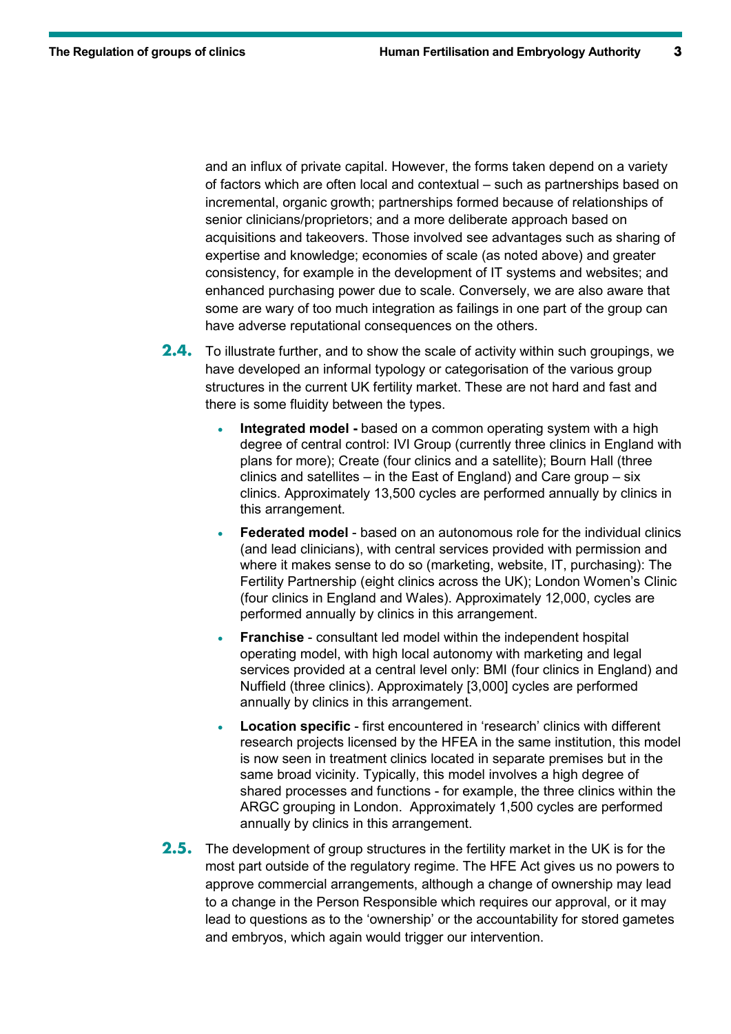and an influx of private capital. However, the forms taken depend on a variety of factors which are often local and contextual – such as partnerships based on incremental, organic growth; partnerships formed because of relationships of senior clinicians/proprietors; and a more deliberate approach based on acquisitions and takeovers. Those involved see advantages such as sharing of expertise and knowledge; economies of scale (as noted above) and greater consistency, for example in the development of IT systems and websites; and enhanced purchasing power due to scale. Conversely, we are also aware that some are wary of too much integration as failings in one part of the group can have adverse reputational consequences on the others.

**2.4.** To illustrate further, and to show the scale of activity within such groupings, we have developed an informal typology or categorisation of the various group structures in the current UK fertility market. These are not hard and fast and there is some fluidity between the types.

- **Integrated model -** based on a common operating system with a high degree of central control: IVI Group (currently three clinics in England with plans for more); Create (four clinics and a satellite); Bourn Hall (three clinics and satellites – in the East of England) and Care group – six clinics. Approximately 13,500 cycles are performed annually by clinics in this arrangement.
- **Federated model** - based on an autonomous role for the individual clinics (and lead clinicians), with central services provided with permission and where it makes sense to do so (marketing, website, IT, purchasing): The Fertility Partnership (eight clinics across the UK); London Women's Clinic (four clinics in England and Wales). Approximately 12,000, cycles are performed annually by clinics in this arrangement.
- **Franchise** - consultant led model within the independent hospital operating model, with high local autonomy with marketing and legal services provided at a central level only: BMI (four clinics in England) and Nuffield (three clinics). Approximately [3,000] cycles are performed annually by clinics in this arrangement.
- **Location specific** - first encountered in 'research' clinics with different research projects licensed by the HFEA in the same institution, this model is now seen in treatment clinics located in separate premises but in the same broad vicinity. Typically, this model involves a high degree of shared processes and functions - for example, the three clinics within the ARGC grouping in London. Approximately 1,500 cycles are performed annually by clinics in this arrangement.

**2.5.** The development of group structures in the fertility market in the UK is for the most part outside of the regulatory regime. The HFE Act gives us no powers to approve commercial arrangements, although a change of ownership may lead to a change in the Person Responsible which requires our approval, or it may lead to questions as to the 'ownership' or the accountability for stored gametes and embryos, which again would trigger our intervention.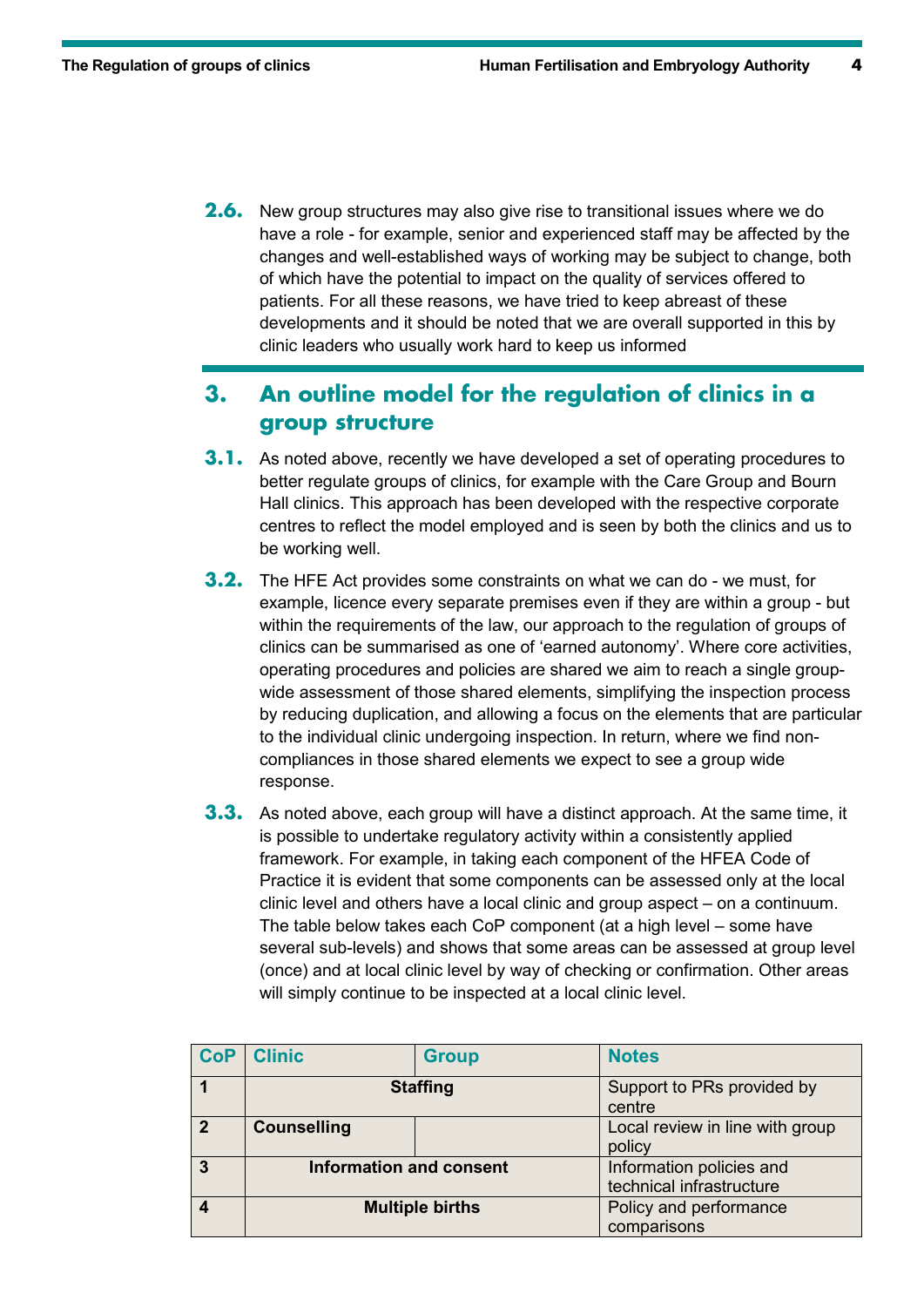**2.6.** New group structures may also give rise to transitional issues where we do have a role - for example, senior and experienced staff may be affected by the changes and well-established ways of working may be subject to change, both of which have the potential to impact on the quality of services offered to patients. For all these reasons, we have tried to keep abreast of these developments and it should be noted that we are overall supported in this by clinic leaders who usually work hard to keep us informed

## 3. An outline model for the regulation of clinics in a group structure

**3.1.** As noted above, recently we have developed a set of operating procedures to better regulate groups of clinics, for example with the Care Group and Bourn Hall clinics. This approach has been developed with the respective corporate centres to reflect the model employed and is seen by both the clinics and us to be working well.

**3.2.** The HFE Act provides some constraints on what we can do - we must, for example, licence every separate premises even if they are within a group - but within the requirements of the law, our approach to the regulation of groups of clinics can be summarised as one of 'earned autonomy'. Where core activities, operating procedures and policies are shared we aim to reach a single group-wide assessment of those shared elements, simplifying the inspection process by reducing duplication, and allowing a focus on the elements that are particular to the individual clinic undergoing inspection. In return, where we find non-compliances in those shared elements we expect to see a group wide response.

**3.3.** As noted above, each group will have a distinct approach. At the same time, it is possible to undertake regulatory activity within a consistently applied framework. For example, in taking each component of the HFEA Code of Practice it is evident that some components can be assessed only at the local clinic level and others have a local clinic and group aspect – on a continuum. The table below takes each CoP component (at a high level – some have several sub-levels) and shows that some areas can be assessed at group level (once) and at local clinic level by way of checking or confirmation. Other areas will simply continue to be inspected at a local clinic level.

| CoP | Clinic | Group | Notes |
|---|---|---|---|
| 1 | **Staffing** | | Support to PRs provided by centre |
| 2 | **Counselling** | | Local review in line with group policy |
| 3 | **Information and consent** | | Information policies and technical infrastructure |
| 4 | **Multiple births** | | Policy and performance comparisons |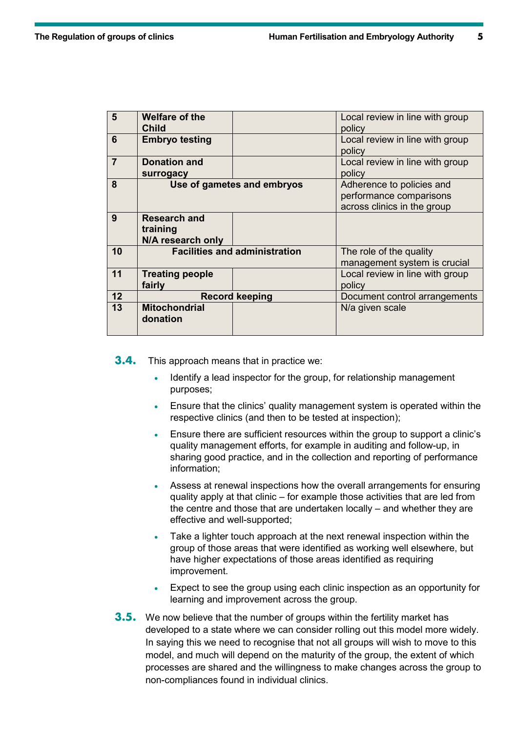| | | | |
|---|---|---|---|
| 5 | **Welfare of the Child** | | Local review in line with group policy |
| 6 | **Embryo testing** | | Local review in line with group policy |
| 7 | **Donation and surrogacy** | | Local review in line with group policy |
| 8 | **Use of gametes and embryos** | | Adherence to policies and performance comparisons across clinics in the group |
| 9 | **Research and training N/A research only** | | |
| 10 | **Facilities and administration** | | The role of the quality management system is crucial |
| 11 | **Treating people fairly** | | Local review in line with group policy |
| 12 | **Record keeping** | | Document control arrangements |
| 13 | **Mitochondrial donation** | | N/a given scale |

**3.4.** This approach means that in practice we:

- Identify a lead inspector for the group, for relationship management purposes;
- Ensure that the clinics' quality management system is operated within the respective clinics (and then to be tested at inspection);
- Ensure there are sufficient resources within the group to support a clinic's quality management efforts, for example in auditing and follow-up, in sharing good practice, and in the collection and reporting of performance information;
- Assess at renewal inspections how the overall arrangements for ensuring quality apply at that clinic – for example those activities that are led from the centre and those that are undertaken locally – and whether they are effective and well-supported;
- Take a lighter touch approach at the next renewal inspection within the group of those areas that were identified as working well elsewhere, but have higher expectations of those areas identified as requiring improvement.
- Expect to see the group using each clinic inspection as an opportunity for learning and improvement across the group.

**3.5.** We now believe that the number of groups within the fertility market has developed to a state where we can consider rolling out this model more widely. In saying this we need to recognise that not all groups will wish to move to this model, and much will depend on the maturity of the group, the extent of which processes are shared and the willingness to make changes across the group to non-compliances found in individual clinics.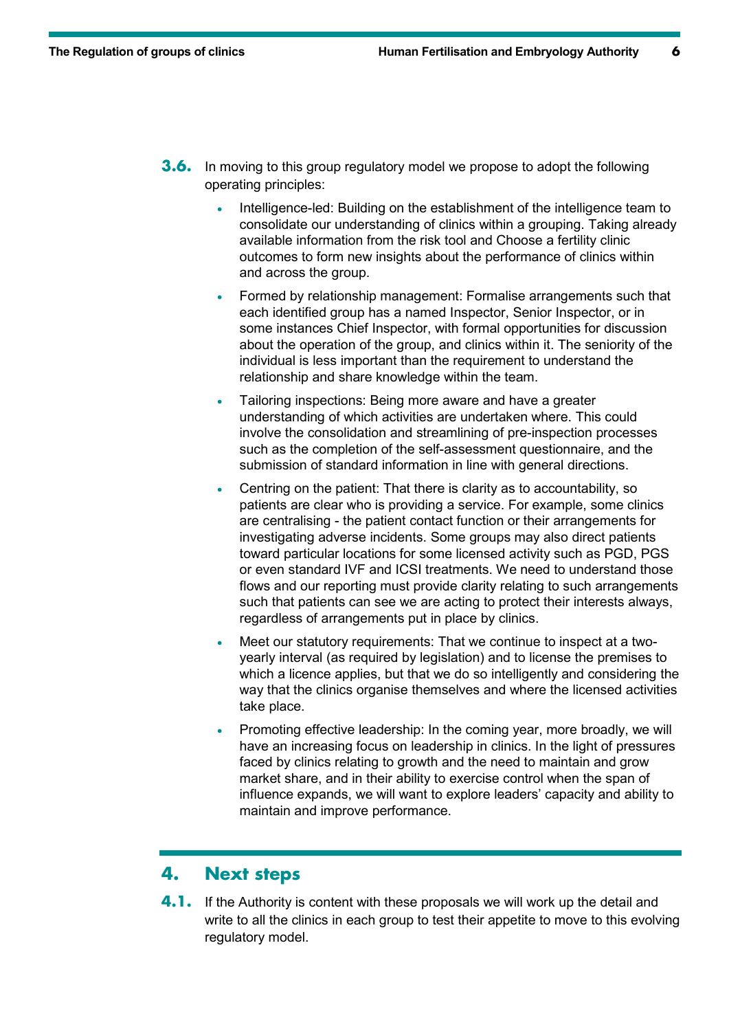3.6. In moving to this group regulatory model we propose to adopt the following operating principles:

- Intelligence-led: Building on the establishment of the intelligence team to consolidate our understanding of clinics within a grouping. Taking already available information from the risk tool and Choose a fertility clinic outcomes to form new insights about the performance of clinics within and across the group.
- Formed by relationship management: Formalise arrangements such that each identified group has a named Inspector, Senior Inspector, or in some instances Chief Inspector, with formal opportunities for discussion about the operation of the group, and clinics within it. The seniority of the individual is less important than the requirement to understand the relationship and share knowledge within the team.
- Tailoring inspections: Being more aware and have a greater understanding of which activities are undertaken where. This could involve the consolidation and streamlining of pre-inspection processes such as the completion of the self-assessment questionnaire, and the submission of standard information in line with general directions.
- Centring on the patient: That there is clarity as to accountability, so patients are clear who is providing a service. For example, some clinics are centralising - the patient contact function or their arrangements for investigating adverse incidents. Some groups may also direct patients toward particular locations for some licensed activity such as PGD, PGS or even standard IVF and ICSI treatments. We need to understand those flows and our reporting must provide clarity relating to such arrangements such that patients can see we are acting to protect their interests always, regardless of arrangements put in place by clinics.
- Meet our statutory requirements: That we continue to inspect at a two-yearly interval (as required by legislation) and to license the premises to which a licence applies, but that we do so intelligently and considering the way that the clinics organise themselves and where the licensed activities take place.
- Promoting effective leadership: In the coming year, more broadly, we will have an increasing focus on leadership in clinics. In the light of pressures faced by clinics relating to growth and the need to maintain and grow market share, and in their ability to exercise control when the span of influence expands, we will want to explore leaders' capacity and ability to maintain and improve performance.

## 4. Next steps

4.1. If the Authority is content with these proposals we will work up the detail and write to all the clinics in each group to test their appetite to move to this evolving regulatory model.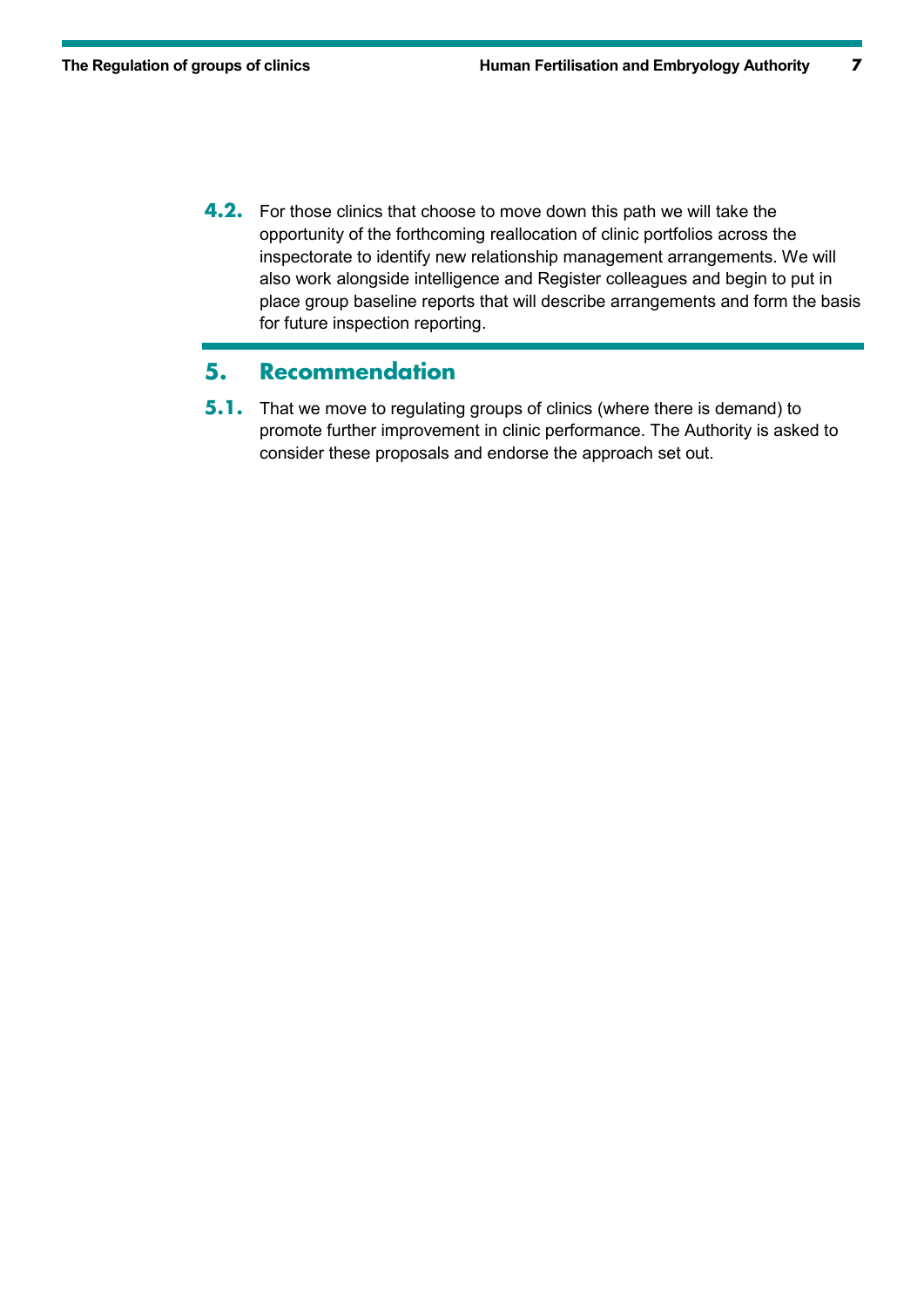**4.2.** For those clinics that choose to move down this path we will take the opportunity of the forthcoming reallocation of clinic portfolios across the inspectorate to identify new relationship management arrangements. We will also work alongside intelligence and Register colleagues and begin to put in place group baseline reports that will describe arrangements and form the basis for future inspection reporting.

## 5. Recommendation

**5.1.** That we move to regulating groups of clinics (where there is demand) to promote further improvement in clinic performance. The Authority is asked to consider these proposals and endorse the approach set out.